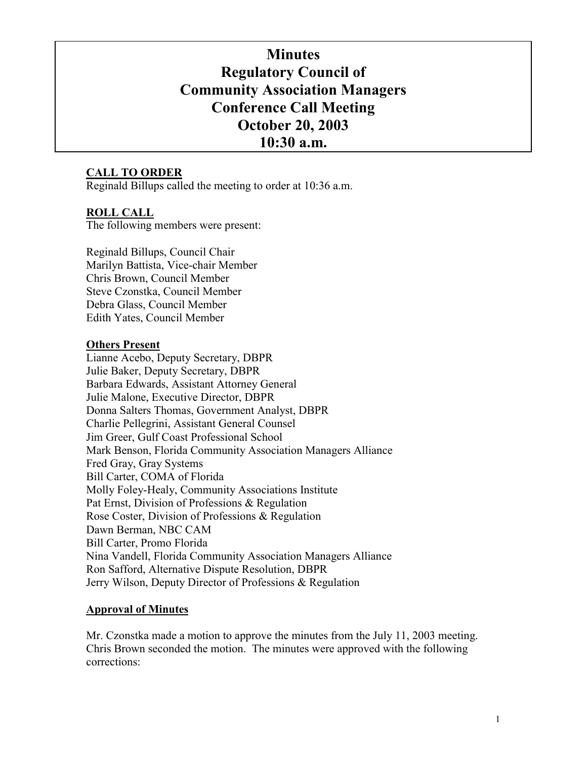# Minutes
# Regulatory Council of Community Association Managers
# Conference Call Meeting
# October 20, 2003
# 10:30 a.m.

**CALL TO ORDER**

Reginald Billups called the meeting to order at 10:36 a.m.

**ROLL CALL**

The following members were present:

Reginald Billups, Council Chair
Marilyn Battista, Vice-chair Member
Chris Brown, Council Member
Steve Czonstka, Council Member
Debra Glass, Council Member
Edith Yates, Council Member

**Others Present**

Lianne Acebo, Deputy Secretary, DBPR
Julie Baker, Deputy Secretary, DBPR
Barbara Edwards, Assistant Attorney General
Julie Malone, Executive Director, DBPR
Donna Salters Thomas, Government Analyst, DBPR
Charlie Pellegrini, Assistant General Counsel
Jim Greer, Gulf Coast Professional School
Mark Benson, Florida Community Association Managers Alliance
Fred Gray, Gray Systems
Bill Carter, COMA of Florida
Molly Foley-Healy, Community Associations Institute
Pat Ernst, Division of Professions & Regulation
Rose Coster, Division of Professions & Regulation
Dawn Berman, NBC CAM
Bill Carter, Promo Florida
Nina Vandell, Florida Community Association Managers Alliance
Ron Safford, Alternative Dispute Resolution, DBPR
Jerry Wilson, Deputy Director of Professions & Regulation

**Approval of Minutes**

Mr. Czonstka made a motion to approve the minutes from the July 11, 2003 meeting. Chris Brown seconded the motion. The minutes were approved with the following corrections: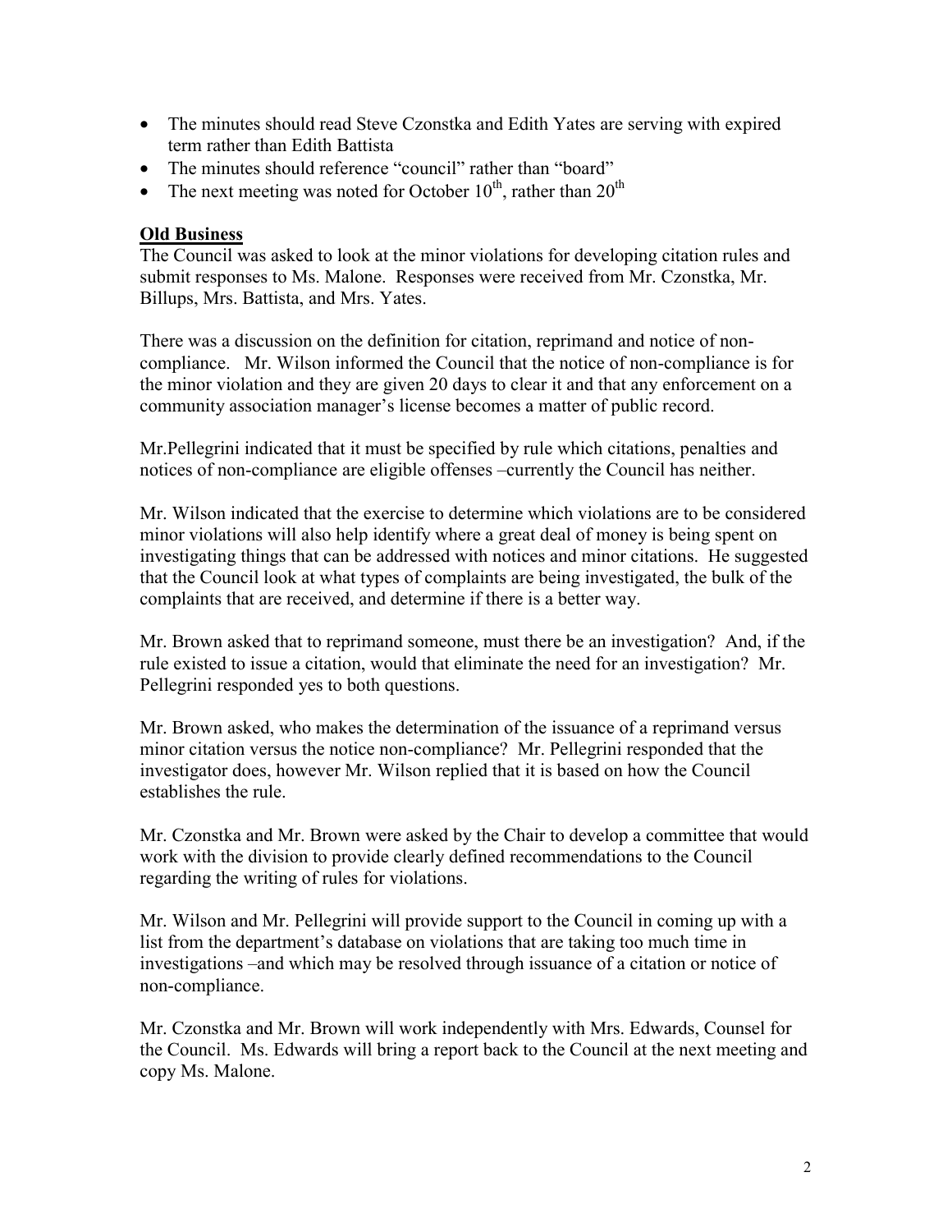- The minutes should read Steve Czonstka and Edith Yates are serving with expired term rather than Edith Battista
- The minutes should reference "council" rather than "board"
- The next meeting was noted for October $10^{th}$, rather than $20^{th}$

**Old Business**

The Council was asked to look at the minor violations for developing citation rules and submit responses to Ms. Malone. Responses were received from Mr. Czonstka, Mr. Billups, Mrs. Battista, and Mrs. Yates.

There was a discussion on the definition for citation, reprimand and notice of non-compliance. Mr. Wilson informed the Council that the notice of non-compliance is for the minor violation and they are given 20 days to clear it and that any enforcement on a community association manager's license becomes a matter of public record.

Mr.Pellegrini indicated that it must be specified by rule which citations, penalties and notices of non-compliance are eligible offenses –currently the Council has neither.

Mr. Wilson indicated that the exercise to determine which violations are to be considered minor violations will also help identify where a great deal of money is being spent on investigating things that can be addressed with notices and minor citations. He suggested that the Council look at what types of complaints are being investigated, the bulk of the complaints that are received, and determine if there is a better way.

Mr. Brown asked that to reprimand someone, must there be an investigation? And, if the rule existed to issue a citation, would that eliminate the need for an investigation? Mr. Pellegrini responded yes to both questions.

Mr. Brown asked, who makes the determination of the issuance of a reprimand versus minor citation versus the notice non-compliance? Mr. Pellegrini responded that the investigator does, however Mr. Wilson replied that it is based on how the Council establishes the rule.

Mr. Czonstka and Mr. Brown were asked by the Chair to develop a committee that would work with the division to provide clearly defined recommendations to the Council regarding the writing of rules for violations.

Mr. Wilson and Mr. Pellegrini will provide support to the Council in coming up with a list from the department's database on violations that are taking too much time in investigations –and which may be resolved through issuance of a citation or notice of non-compliance.

Mr. Czonstka and Mr. Brown will work independently with Mrs. Edwards, Counsel for the Council. Ms. Edwards will bring a report back to the Council at the next meeting and copy Ms. Malone.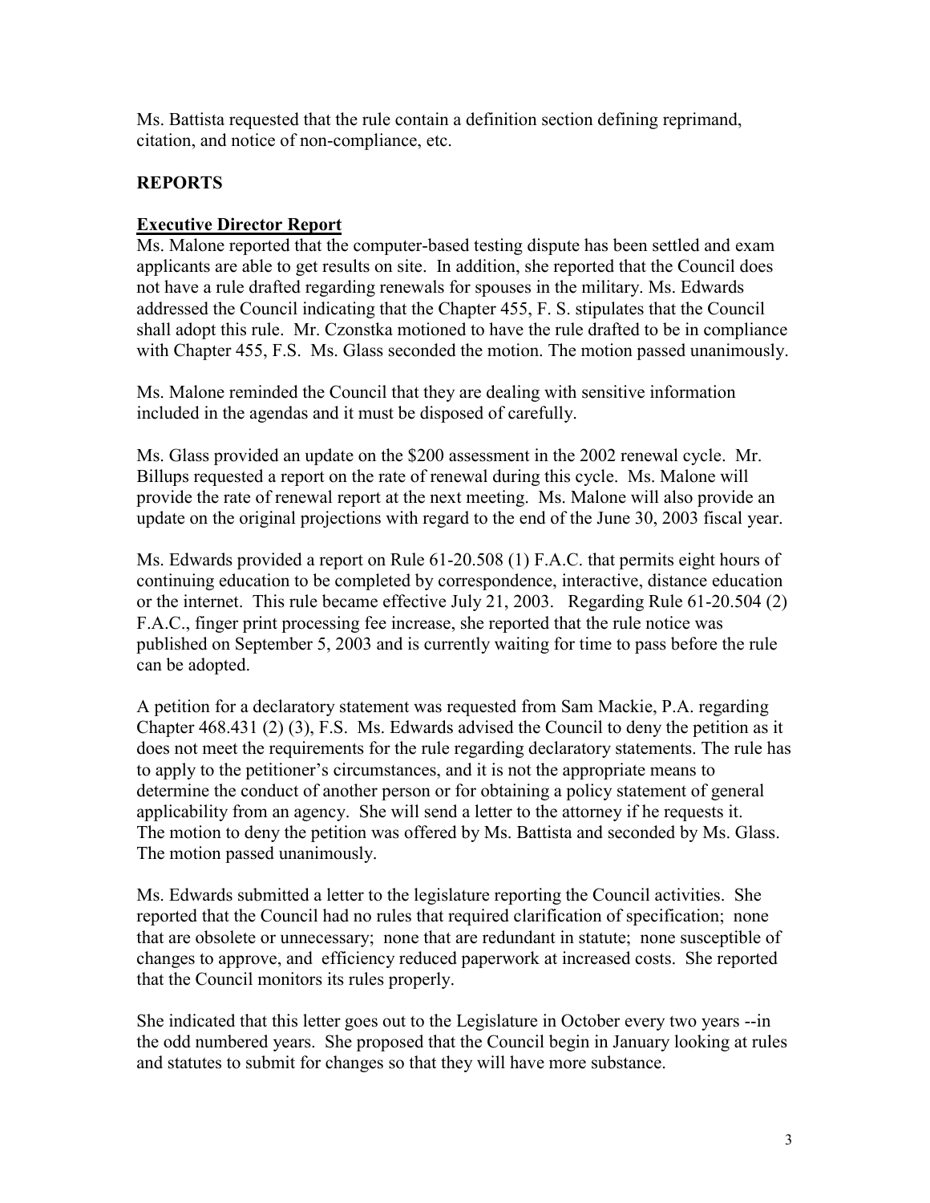Ms. Battista requested that the rule contain a definition section defining reprimand, citation, and notice of non-compliance, etc.

## REPORTS

### Executive Director Report

Ms. Malone reported that the computer-based testing dispute has been settled and exam applicants are able to get results on site. In addition, she reported that the Council does not have a rule drafted regarding renewals for spouses in the military. Ms. Edwards addressed the Council indicating that the Chapter 455, F. S. stipulates that the Council shall adopt this rule. Mr. Czonstka motioned to have the rule drafted to be in compliance with Chapter 455, F.S. Ms. Glass seconded the motion. The motion passed unanimously.

Ms. Malone reminded the Council that they are dealing with sensitive information included in the agendas and it must be disposed of carefully.

Ms. Glass provided an update on the $200 assessment in the 2002 renewal cycle. Mr. Billups requested a report on the rate of renewal during this cycle. Ms. Malone will provide the rate of renewal report at the next meeting. Ms. Malone will also provide an update on the original projections with regard to the end of the June 30, 2003 fiscal year.

Ms. Edwards provided a report on Rule 61-20.508 (1) F.A.C. that permits eight hours of continuing education to be completed by correspondence, interactive, distance education or the internet. This rule became effective July 21, 2003. Regarding Rule 61-20.504 (2) F.A.C., finger print processing fee increase, she reported that the rule notice was published on September 5, 2003 and is currently waiting for time to pass before the rule can be adopted.

A petition for a declaratory statement was requested from Sam Mackie, P.A. regarding Chapter 468.431 (2) (3), F.S. Ms. Edwards advised the Council to deny the petition as it does not meet the requirements for the rule regarding declaratory statements. The rule has to apply to the petitioner's circumstances, and it is not the appropriate means to determine the conduct of another person or for obtaining a policy statement of general applicability from an agency. She will send a letter to the attorney if he requests it. The motion to deny the petition was offered by Ms. Battista and seconded by Ms. Glass. The motion passed unanimously.

Ms. Edwards submitted a letter to the legislature reporting the Council activities. She reported that the Council had no rules that required clarification of specification; none that are obsolete or unnecessary; none that are redundant in statute; none susceptible of changes to approve, and efficiency reduced paperwork at increased costs. She reported that the Council monitors its rules properly.

She indicated that this letter goes out to the Legislature in October every two years --in the odd numbered years. She proposed that the Council begin in January looking at rules and statutes to submit for changes so that they will have more substance.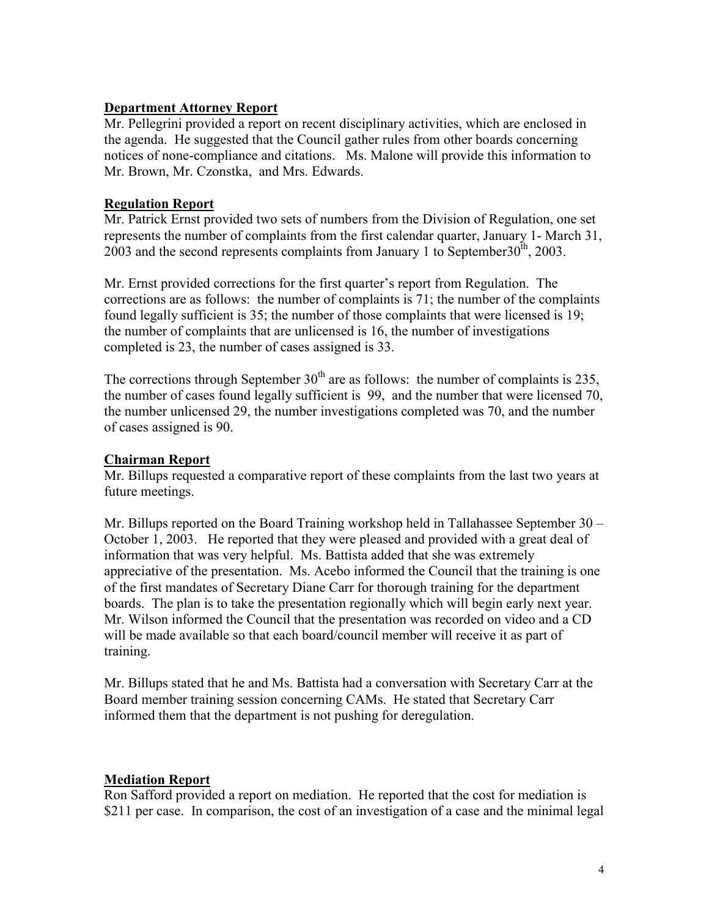**Department Attorney Report**

Mr. Pellegrini provided a report on recent disciplinary activities, which are enclosed in the agenda. He suggested that the Council gather rules from other boards concerning notices of none-compliance and citations. Ms. Malone will provide this information to Mr. Brown, Mr. Czonstka, and Mrs. Edwards.

**Regulation Report**

Mr. Patrick Ernst provided two sets of numbers from the Division of Regulation, one set represents the number of complaints from the first calendar quarter, January 1- March 31, 2003 and the second represents complaints from January 1 to September30th, 2003.

Mr. Ernst provided corrections for the first quarter's report from Regulation. The corrections are as follows: the number of complaints is 71; the number of the complaints found legally sufficient is 35; the number of those complaints that were licensed is 19; the number of complaints that are unlicensed is 16, the number of investigations completed is 23, the number of cases assigned is 33.

The corrections through September 30th are as follows: the number of complaints is 235, the number of cases found legally sufficient is 99, and the number that were licensed 70, the number unlicensed 29, the number investigations completed was 70, and the number of cases assigned is 90.

**Chairman Report**

Mr. Billups requested a comparative report of these complaints from the last two years at future meetings.

Mr. Billups reported on the Board Training workshop held in Tallahassee September 30 – October 1, 2003. He reported that they were pleased and provided with a great deal of information that was very helpful. Ms. Battista added that she was extremely appreciative of the presentation. Ms. Acebo informed the Council that the training is one of the first mandates of Secretary Diane Carr for thorough training for the department boards. The plan is to take the presentation regionally which will begin early next year. Mr. Wilson informed the Council that the presentation was recorded on video and a CD will be made available so that each board/council member will receive it as part of training.

Mr. Billups stated that he and Ms. Battista had a conversation with Secretary Carr at the Board member training session concerning CAMs. He stated that Secretary Carr informed them that the department is not pushing for deregulation.

**Mediation Report**

Ron Safford provided a report on mediation. He reported that the cost for mediation is $211 per case. In comparison, the cost of an investigation of a case and the minimal legal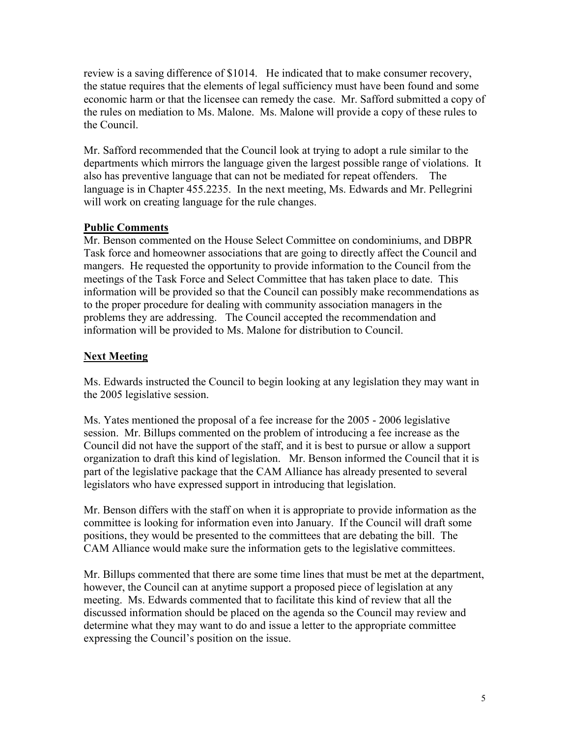review is a saving difference of $1014. He indicated that to make consumer recovery, the statue requires that the elements of legal sufficiency must have been found and some economic harm or that the licensee can remedy the case. Mr. Safford submitted a copy of the rules on mediation to Ms. Malone. Ms. Malone will provide a copy of these rules to the Council.

Mr. Safford recommended that the Council look at trying to adopt a rule similar to the departments which mirrors the language given the largest possible range of violations. It also has preventive language that can not be mediated for repeat offenders. The language is in Chapter 455.2235. In the next meeting, Ms. Edwards and Mr. Pellegrini will work on creating language for the rule changes.

**Public Comments**

Mr. Benson commented on the House Select Committee on condominiums, and DBPR Task force and homeowner associations that are going to directly affect the Council and mangers. He requested the opportunity to provide information to the Council from the meetings of the Task Force and Select Committee that has taken place to date. This information will be provided so that the Council can possibly make recommendations as to the proper procedure for dealing with community association managers in the problems they are addressing. The Council accepted the recommendation and information will be provided to Ms. Malone for distribution to Council.

**Next Meeting**

Ms. Edwards instructed the Council to begin looking at any legislation they may want in the 2005 legislative session.

Ms. Yates mentioned the proposal of a fee increase for the 2005 - 2006 legislative session. Mr. Billups commented on the problem of introducing a fee increase as the Council did not have the support of the staff, and it is best to pursue or allow a support organization to draft this kind of legislation. Mr. Benson informed the Council that it is part of the legislative package that the CAM Alliance has already presented to several legislators who have expressed support in introducing that legislation.

Mr. Benson differs with the staff on when it is appropriate to provide information as the committee is looking for information even into January. If the Council will draft some positions, they would be presented to the committees that are debating the bill. The CAM Alliance would make sure the information gets to the legislative committees.

Mr. Billups commented that there are some time lines that must be met at the department, however, the Council can at anytime support a proposed piece of legislation at any meeting. Ms. Edwards commented that to facilitate this kind of review that all the discussed information should be placed on the agenda so the Council may review and determine what they may want to do and issue a letter to the appropriate committee expressing the Council's position on the issue.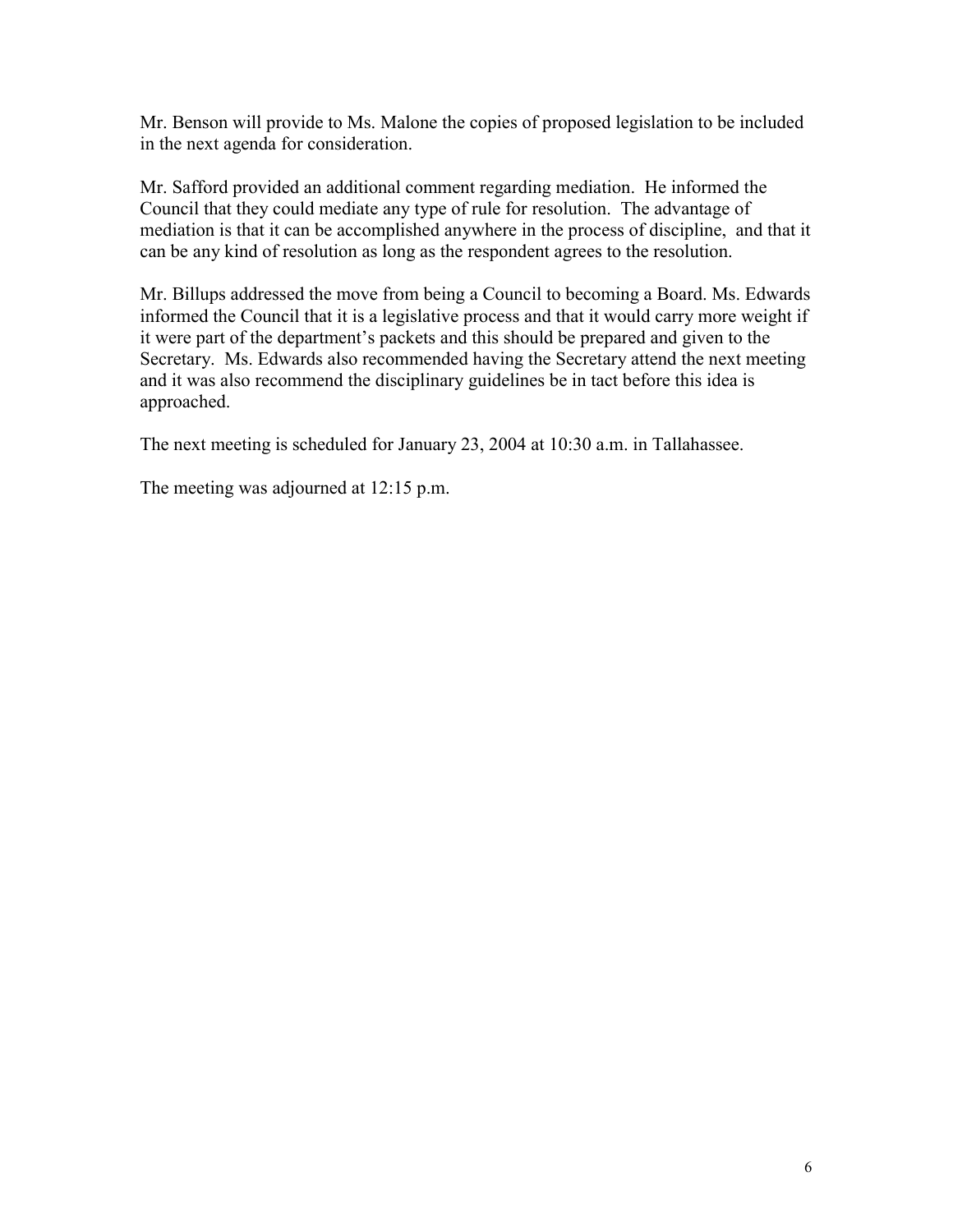Mr. Benson will provide to Ms. Malone the copies of proposed legislation to be included in the next agenda for consideration.

Mr. Safford provided an additional comment regarding mediation. He informed the Council that they could mediate any type of rule for resolution. The advantage of mediation is that it can be accomplished anywhere in the process of discipline, and that it can be any kind of resolution as long as the respondent agrees to the resolution.

Mr. Billups addressed the move from being a Council to becoming a Board. Ms. Edwards informed the Council that it is a legislative process and that it would carry more weight if it were part of the department's packets and this should be prepared and given to the Secretary. Ms. Edwards also recommended having the Secretary attend the next meeting and it was also recommend the disciplinary guidelines be in tact before this idea is approached.

The next meeting is scheduled for January 23, 2004 at 10:30 a.m. in Tallahassee.

The meeting was adjourned at 12:15 p.m.